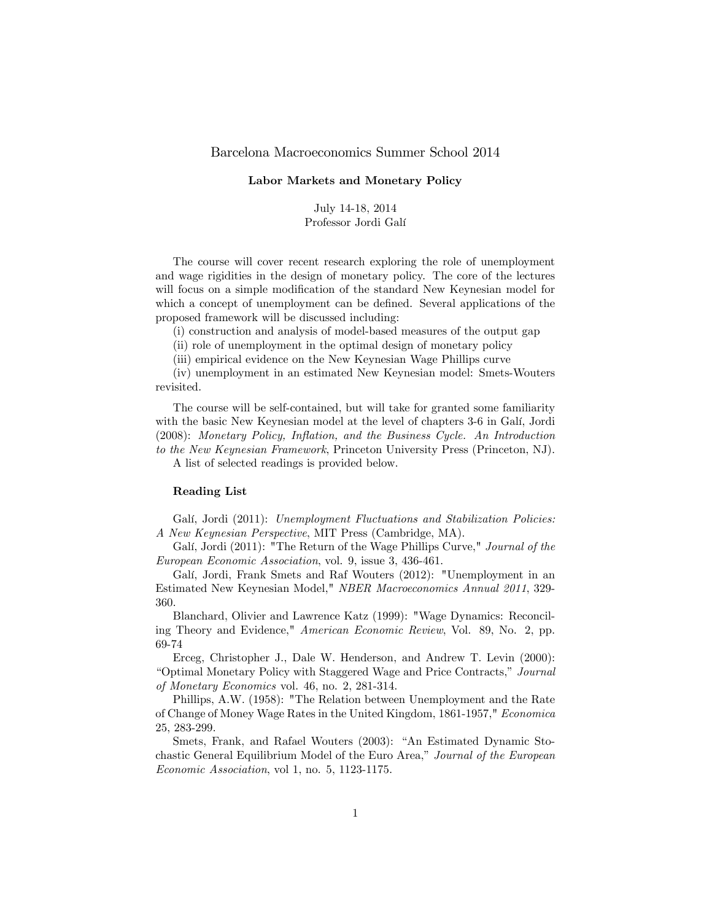# Barcelona Macroeconomics Summer School 2014

## Labor Markets and Monetary Policy

July 14-18, 2014
Professor Jordi Galí

The course will cover recent research exploring the role of unemployment and wage rigidities in the design of monetary policy. The core of the lectures will focus on a simple modification of the standard New Keynesian model for which a concept of unemployment can be defined. Several applications of the proposed framework will be discussed including:

(i) construction and analysis of model-based measures of the output gap
(ii) role of unemployment in the optimal design of monetary policy
(iii) empirical evidence on the New Keynesian Wage Phillips curve
(iv) unemployment in an estimated New Keynesian model: Smets-Wouters revisited.

The course will be self-contained, but will take for granted some familiarity with the basic New Keynesian model at the level of chapters 3-6 in Galí, Jordi (2008): *Monetary Policy, Inflation, and the Business Cycle. An Introduction to the New Keynesian Framework*, Princeton University Press (Princeton, NJ).

A list of selected readings is provided below.

### Reading List

Galí, Jordi (2011): *Unemployment Fluctuations and Stabilization Policies: A New Keynesian Perspective*, MIT Press (Cambridge, MA).

Galí, Jordi (2011): "The Return of the Wage Phillips Curve," *Journal of the European Economic Association*, vol. 9, issue 3, 436-461.

Galí, Jordi, Frank Smets and Raf Wouters (2012): "Unemployment in an Estimated New Keynesian Model," *NBER Macroeconomics Annual 2011*, 329-360.

Blanchard, Olivier and Lawrence Katz (1999): "Wage Dynamics: Reconciling Theory and Evidence," *American Economic Review*, Vol. 89, No. 2, pp. 69-74

Erceg, Christopher J., Dale W. Henderson, and Andrew T. Levin (2000): "Optimal Monetary Policy with Staggered Wage and Price Contracts," *Journal of Monetary Economics* vol. 46, no. 2, 281-314.

Phillips, A.W. (1958): "The Relation between Unemployment and the Rate of Change of Money Wage Rates in the United Kingdom, 1861-1957," *Economica* 25, 283-299.

Smets, Frank, and Rafael Wouters (2003): "An Estimated Dynamic Stochastic General Equilibrium Model of the Euro Area," *Journal of the European Economic Association*, vol 1, no. 5, 1123-1175.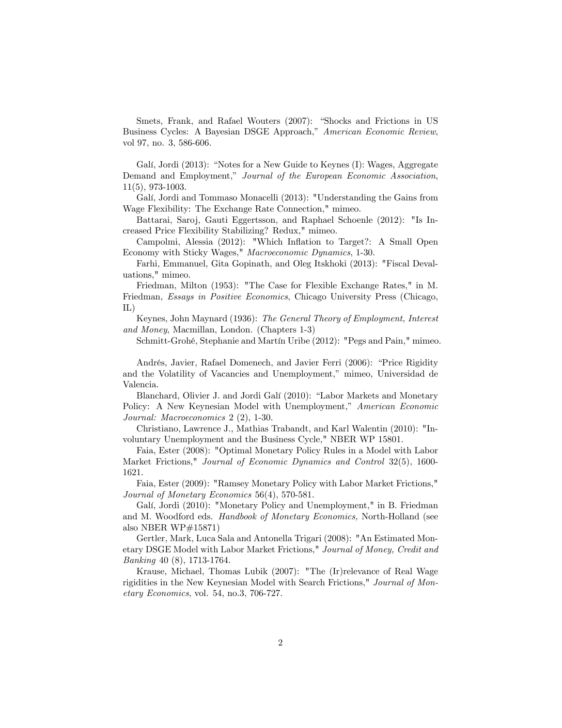Smets, Frank, and Rafael Wouters (2007): "Shocks and Frictions in US Business Cycles: A Bayesian DSGE Approach," *American Economic Review*, vol 97, no. 3, 586-606.

Galí, Jordi (2013): "Notes for a New Guide to Keynes (I): Wages, Aggregate Demand and Employment," *Journal of the European Economic Association*, 11(5), 973-1003.

Galí, Jordi and Tommaso Monacelli (2013): "Understanding the Gains from Wage Flexibility: The Exchange Rate Connection," mimeo.

Battarai, Saroj, Gauti Eggertsson, and Raphael Schoenle (2012): "Is Increased Price Flexibility Stabilizing? Redux," mimeo.

Campolmi, Alessia (2012): "Which Inflation to Target?: A Small Open Economy with Sticky Wages," *Macroeconomic Dynamics*, 1-30.

Farhi, Emmanuel, Gita Gopinath, and Oleg Itskhoki (2013): "Fiscal Devaluations," mimeo.

Friedman, Milton (1953): "The Case for Flexible Exchange Rates," in M. Friedman, *Essays in Positive Economics*, Chicago University Press (Chicago, IL)

Keynes, John Maynard (1936): *The General Theory of Employment, Interest and Money*, Macmillan, London. (Chapters 1-3)

Schmitt-Grohé, Stephanie and Martín Uribe (2012): "Pegs and Pain," mimeo.

Andrés, Javier, Rafael Domenech, and Javier Ferri (2006): "Price Rigidity and the Volatility of Vacancies and Unemployment," mimeo, Universidad de Valencia.

Blanchard, Olivier J. and Jordi Galí (2010): "Labor Markets and Monetary Policy: A New Keynesian Model with Unemployment," *American Economic Journal: Macroeconomics* 2 (2), 1-30.

Christiano, Lawrence J., Mathias Trabandt, and Karl Walentin (2010): "Involuntary Unemployment and the Business Cycle," NBER WP 15801.

Faia, Ester (2008): "Optimal Monetary Policy Rules in a Model with Labor Market Frictions," *Journal of Economic Dynamics and Control* 32(5), 1600-1621.

Faia, Ester (2009): "Ramsey Monetary Policy with Labor Market Frictions," *Journal of Monetary Economics* 56(4), 570-581.

Galí, Jordi (2010): "Monetary Policy and Unemployment," in B. Friedman and M. Woodford eds. *Handbook of Monetary Economics,* North-Holland (see also NBER WP#15871)

Gertler, Mark, Luca Sala and Antonella Trigari (2008): "An Estimated Monetary DSGE Model with Labor Market Frictions," *Journal of Money, Credit and Banking* 40 (8), 1713-1764.

Krause, Michael, Thomas Lubik (2007): "The (Ir)relevance of Real Wage rigidities in the New Keynesian Model with Search Frictions," *Journal of Monetary Economics*, vol. 54, no.3, 706-727.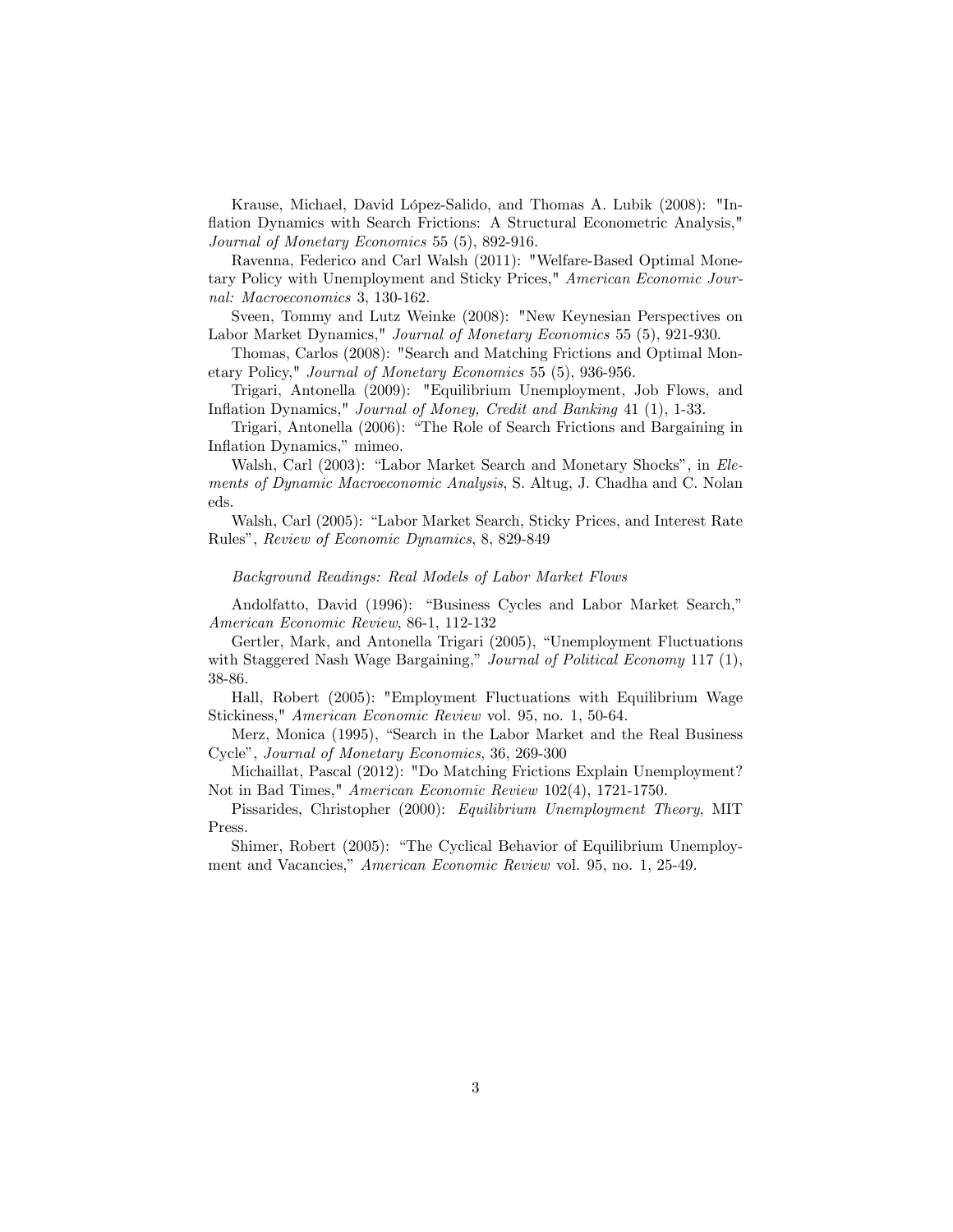Krause, Michael, David López-Salido, and Thomas A. Lubik (2008): "Inflation Dynamics with Search Frictions: A Structural Econometric Analysis," *Journal of Monetary Economics* 55 (5), 892-916.

Ravenna, Federico and Carl Walsh (2011): "Welfare-Based Optimal Monetary Policy with Unemployment and Sticky Prices," *American Economic Journal: Macroeconomics* 3, 130-162.

Sveen, Tommy and Lutz Weinke (2008): "New Keynesian Perspectives on Labor Market Dynamics," *Journal of Monetary Economics* 55 (5), 921-930.

Thomas, Carlos (2008): "Search and Matching Frictions and Optimal Monetary Policy," *Journal of Monetary Economics* 55 (5), 936-956.

Trigari, Antonella (2009): "Equilibrium Unemployment, Job Flows, and Inflation Dynamics," *Journal of Money, Credit and Banking* 41 (1), 1-33.

Trigari, Antonella (2006): "The Role of Search Frictions and Bargaining in Inflation Dynamics," mimeo.

Walsh, Carl (2003): "Labor Market Search and Monetary Shocks", in *Elements of Dynamic Macroeconomic Analysis*, S. Altug, J. Chadha and C. Nolan eds.

Walsh, Carl (2005): "Labor Market Search, Sticky Prices, and Interest Rate Rules", *Review of Economic Dynamics*, 8, 829-849

*Background Readings: Real Models of Labor Market Flows*

Andolfatto, David (1996): "Business Cycles and Labor Market Search," *American Economic Review*, 86-1, 112-132

Gertler, Mark, and Antonella Trigari (2005), "Unemployment Fluctuations with Staggered Nash Wage Bargaining," *Journal of Political Economy* 117 (1), 38-86.

Hall, Robert (2005): "Employment Fluctuations with Equilibrium Wage Stickiness," *American Economic Review* vol. 95, no. 1, 50-64.

Merz, Monica (1995), "Search in the Labor Market and the Real Business Cycle", *Journal of Monetary Economics*, 36, 269-300

Michaillat, Pascal (2012): "Do Matching Frictions Explain Unemployment? Not in Bad Times," *American Economic Review* 102(4), 1721-1750.

Pissarides, Christopher (2000): *Equilibrium Unemployment Theory*, MIT Press.

Shimer, Robert (2005): "The Cyclical Behavior of Equilibrium Unemployment and Vacancies," *American Economic Review* vol. 95, no. 1, 25-49.